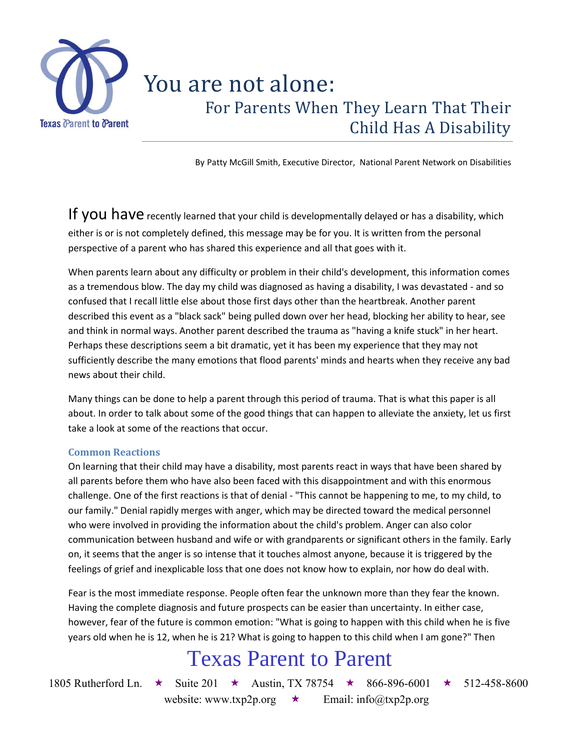# You are not alone:

## For Parents When They Learn That Their Child Has A Disability

By Patty McGill Smith, Executive Director, National Parent Network on Disabilities

If you have recently learned that your child is developmentally delayed or has a disability, which either is or is not completely defined, this message may be for you. It is written from the personal perspective of a parent who has shared this experience and all that goes with it.

When parents learn about any difficulty or problem in their child's development, this information comes as a tremendous blow. The day my child was diagnosed as having a disability, I was devastated - and so confused that I recall little else about those first days other than the heartbreak. Another parent described this event as a "black sack" being pulled down over her head, blocking her ability to hear, see and think in normal ways. Another parent described the trauma as "having a knife stuck" in her heart. Perhaps these descriptions seem a bit dramatic, yet it has been my experience that they may not sufficiently describe the many emotions that flood parents' minds and hearts when they receive any bad news about their child.

Many things can be done to help a parent through this period of trauma. That is what this paper is all about. In order to talk about some of the good things that can happen to alleviate the anxiety, let us first take a look at some of the reactions that occur.

### Common Reactions

On learning that their child may have a disability, most parents react in ways that have been shared by all parents before them who have also been faced with this disappointment and with this enormous challenge. One of the first reactions is that of denial - "This cannot be happening to me, to my child, to our family." Denial rapidly merges with anger, which may be directed toward the medical personnel who were involved in providing the information about the child's problem. Anger can also color communication between husband and wife or with grandparents or significant others in the family. Early on, it seems that the anger is so intense that it touches almost anyone, because it is triggered by the feelings of grief and inexplicable loss that one does not know how to explain, nor how do deal with.

Fear is the most immediate response. People often fear the unknown more than they fear the known. Having the complete diagnosis and future prospects can be easier than uncertainty. In either case, however, fear of the future is common emotion: "What is going to happen with this child when he is five years old when he is 12, when he is 21? What is going to happen to this child when I am gone?" Then

Texas Parent to Parent

1805 Rutherford Ln. ★ Suite 201 ★ Austin, TX 78754 ★ 866-896-6001 ★ 512-458-8600
website: www.txp2p.org ★ Email: info@txp2p.org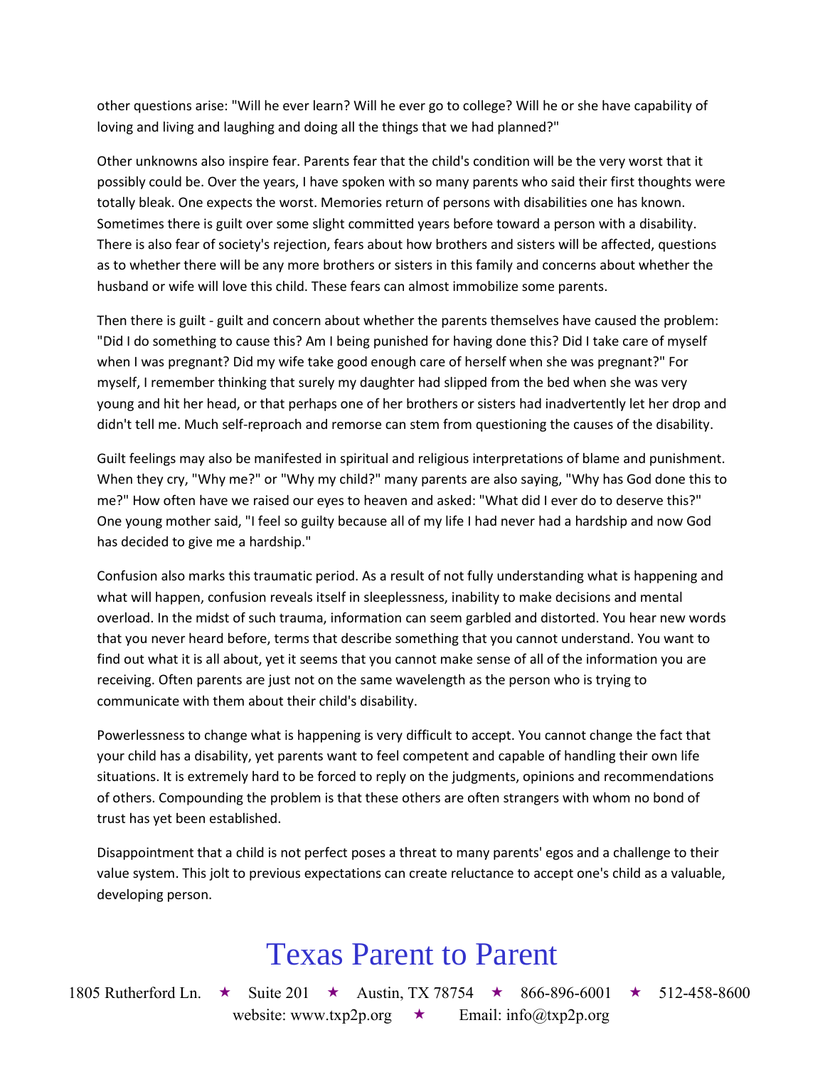other questions arise: "Will he ever learn? Will he ever go to college? Will he or she have capability of loving and living and laughing and doing all the things that we had planned?"

Other unknowns also inspire fear. Parents fear that the child's condition will be the very worst that it possibly could be. Over the years, I have spoken with so many parents who said their first thoughts were totally bleak. One expects the worst. Memories return of persons with disabilities one has known. Sometimes there is guilt over some slight committed years before toward a person with a disability. There is also fear of society's rejection, fears about how brothers and sisters will be affected, questions as to whether there will be any more brothers or sisters in this family and concerns about whether the husband or wife will love this child. These fears can almost immobilize some parents.

Then there is guilt - guilt and concern about whether the parents themselves have caused the problem: "Did I do something to cause this? Am I being punished for having done this? Did I take care of myself when I was pregnant? Did my wife take good enough care of herself when she was pregnant?" For myself, I remember thinking that surely my daughter had slipped from the bed when she was very young and hit her head, or that perhaps one of her brothers or sisters had inadvertently let her drop and didn't tell me. Much self-reproach and remorse can stem from questioning the causes of the disability.

Guilt feelings may also be manifested in spiritual and religious interpretations of blame and punishment. When they cry, "Why me?" or "Why my child?" many parents are also saying, "Why has God done this to me?" How often have we raised our eyes to heaven and asked: "What did I ever do to deserve this?" One young mother said, "I feel so guilty because all of my life I had never had a hardship and now God has decided to give me a hardship."

Confusion also marks this traumatic period. As a result of not fully understanding what is happening and what will happen, confusion reveals itself in sleeplessness, inability to make decisions and mental overload. In the midst of such trauma, information can seem garbled and distorted. You hear new words that you never heard before, terms that describe something that you cannot understand. You want to find out what it is all about, yet it seems that you cannot make sense of all of the information you are receiving. Often parents are just not on the same wavelength as the person who is trying to communicate with them about their child's disability.

Powerlessness to change what is happening is very difficult to accept. You cannot change the fact that your child has a disability, yet parents want to feel competent and capable of handling their own life situations. It is extremely hard to be forced to reply on the judgments, opinions and recommendations of others. Compounding the problem is that these others are often strangers with whom no bond of trust has yet been established.

Disappointment that a child is not perfect poses a threat to many parents' egos and a challenge to their value system. This jolt to previous expectations can create reluctance to accept one's child as a valuable, developing person.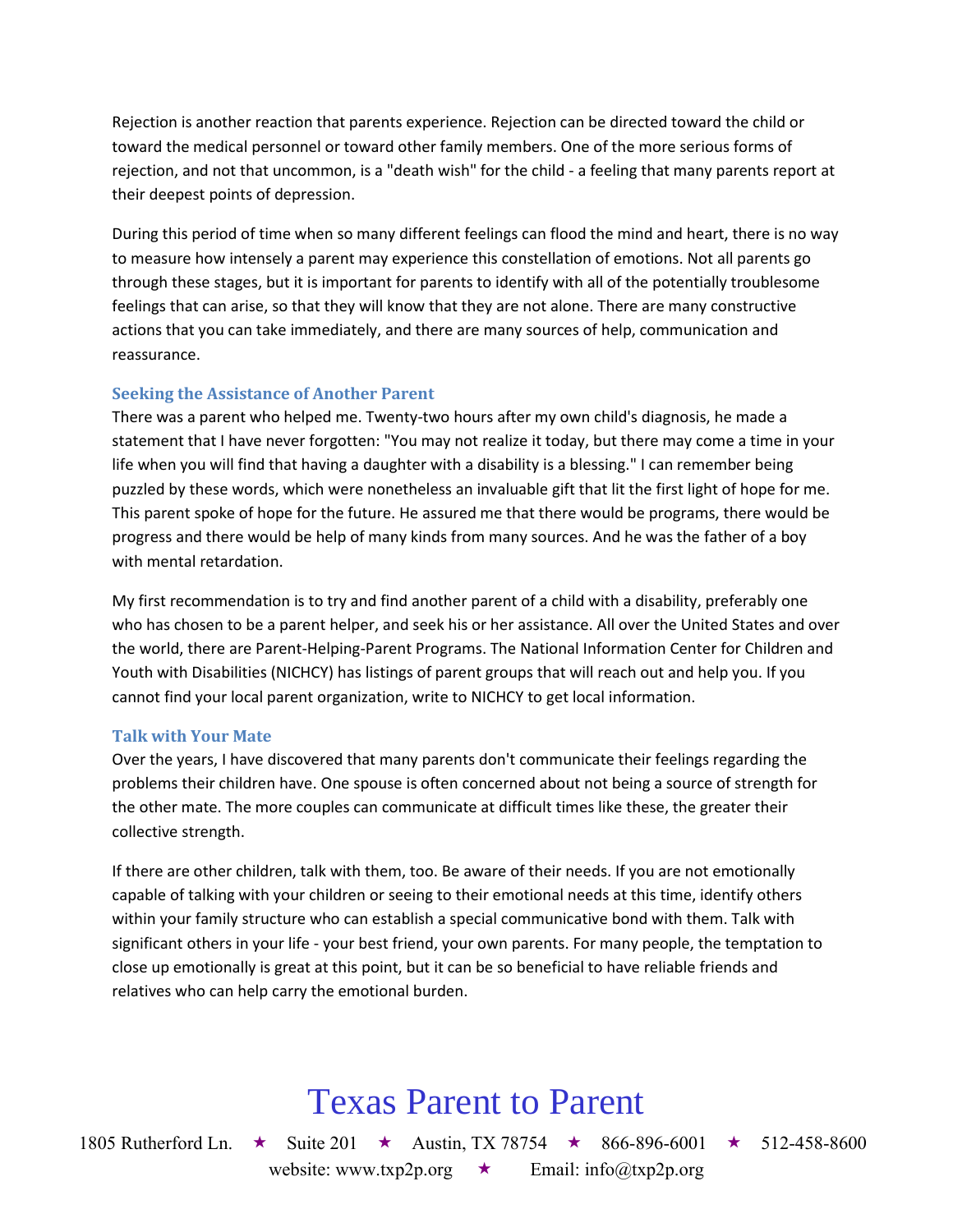Rejection is another reaction that parents experience. Rejection can be directed toward the child or toward the medical personnel or toward other family members. One of the more serious forms of rejection, and not that uncommon, is a "death wish" for the child - a feeling that many parents report at their deepest points of depression.

During this period of time when so many different feelings can flood the mind and heart, there is no way to measure how intensely a parent may experience this constellation of emotions. Not all parents go through these stages, but it is important for parents to identify with all of the potentially troublesome feelings that can arise, so that they will know that they are not alone. There are many constructive actions that you can take immediately, and there are many sources of help, communication and reassurance.

### Seeking the Assistance of Another Parent

There was a parent who helped me. Twenty-two hours after my own child's diagnosis, he made a statement that I have never forgotten: "You may not realize it today, but there may come a time in your life when you will find that having a daughter with a disability is a blessing." I can remember being puzzled by these words, which were nonetheless an invaluable gift that lit the first light of hope for me. This parent spoke of hope for the future. He assured me that there would be programs, there would be progress and there would be help of many kinds from many sources. And he was the father of a boy with mental retardation.

My first recommendation is to try and find another parent of a child with a disability, preferably one who has chosen to be a parent helper, and seek his or her assistance. All over the United States and over the world, there are Parent-Helping-Parent Programs. The National Information Center for Children and Youth with Disabilities (NICHCY) has listings of parent groups that will reach out and help you. If you cannot find your local parent organization, write to NICHCY to get local information.

### Talk with Your Mate

Over the years, I have discovered that many parents don't communicate their feelings regarding the problems their children have. One spouse is often concerned about not being a source of strength for the other mate. The more couples can communicate at difficult times like these, the greater their collective strength.

If there are other children, talk with them, too. Be aware of their needs. If you are not emotionally capable of talking with your children or seeing to their emotional needs at this time, identify others within your family structure who can establish a special communicative bond with them. Talk with significant others in your life - your best friend, your own parents. For many people, the temptation to close up emotionally is great at this point, but it can be so beneficial to have reliable friends and relatives who can help carry the emotional burden.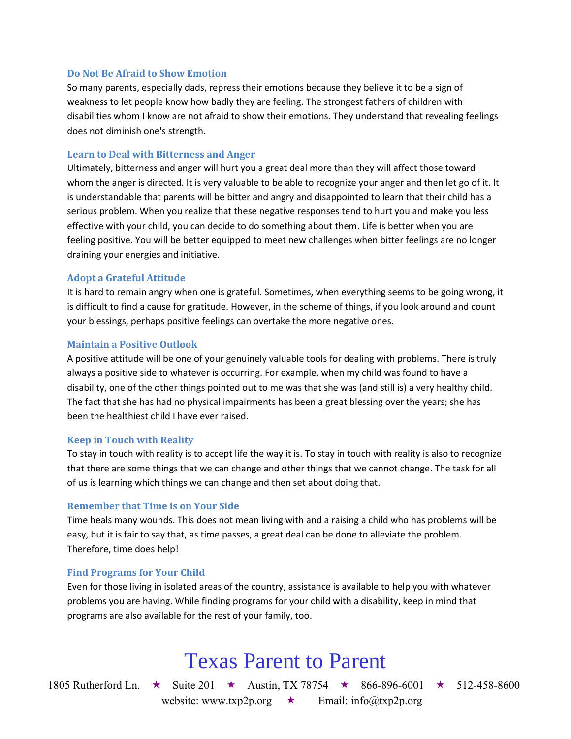### Do Not Be Afraid to Show Emotion

So many parents, especially dads, repress their emotions because they believe it to be a sign of weakness to let people know how badly they are feeling. The strongest fathers of children with disabilities whom I know are not afraid to show their emotions. They understand that revealing feelings does not diminish one's strength.

### Learn to Deal with Bitterness and Anger

Ultimately, bitterness and anger will hurt you a great deal more than they will affect those toward whom the anger is directed. It is very valuable to be able to recognize your anger and then let go of it. It is understandable that parents will be bitter and angry and disappointed to learn that their child has a serious problem. When you realize that these negative responses tend to hurt you and make you less effective with your child, you can decide to do something about them. Life is better when you are feeling positive. You will be better equipped to meet new challenges when bitter feelings are no longer draining your energies and initiative.

### Adopt a Grateful Attitude

It is hard to remain angry when one is grateful. Sometimes, when everything seems to be going wrong, it is difficult to find a cause for gratitude. However, in the scheme of things, if you look around and count your blessings, perhaps positive feelings can overtake the more negative ones.

### Maintain a Positive Outlook

A positive attitude will be one of your genuinely valuable tools for dealing with problems. There is truly always a positive side to whatever is occurring. For example, when my child was found to have a disability, one of the other things pointed out to me was that she was (and still is) a very healthy child. The fact that she has had no physical impairments has been a great blessing over the years; she has been the healthiest child I have ever raised.

### Keep in Touch with Reality

To stay in touch with reality is to accept life the way it is. To stay in touch with reality is also to recognize that there are some things that we can change and other things that we cannot change. The task for all of us is learning which things we can change and then set about doing that.

### Remember that Time is on Your Side

Time heals many wounds. This does not mean living with and a raising a child who has problems will be easy, but it is fair to say that, as time passes, a great deal can be done to alleviate the problem. Therefore, time does help!

### Find Programs for Your Child

Even for those living in isolated areas of the country, assistance is available to help you with whatever problems you are having. While finding programs for your child with a disability, keep in mind that programs are also available for the rest of your family, too.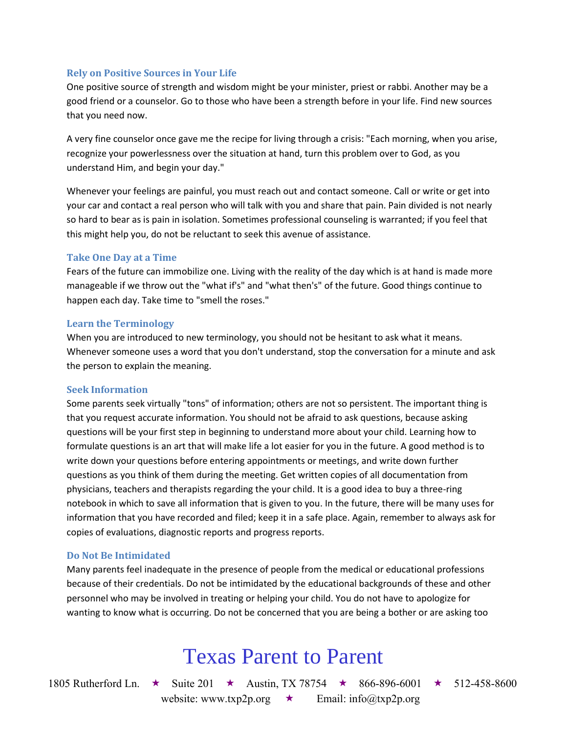### Rely on Positive Sources in Your Life

One positive source of strength and wisdom might be your minister, priest or rabbi. Another may be a good friend or a counselor. Go to those who have been a strength before in your life. Find new sources that you need now.

A very fine counselor once gave me the recipe for living through a crisis: "Each morning, when you arise, recognize your powerlessness over the situation at hand, turn this problem over to God, as you understand Him, and begin your day."

Whenever your feelings are painful, you must reach out and contact someone. Call or write or get into your car and contact a real person who will talk with you and share that pain. Pain divided is not nearly so hard to bear as is pain in isolation. Sometimes professional counseling is warranted; if you feel that this might help you, do not be reluctant to seek this avenue of assistance.

### Take One Day at a Time

Fears of the future can immobilize one. Living with the reality of the day which is at hand is made more manageable if we throw out the "what if's" and "what then's" of the future. Good things continue to happen each day. Take time to "smell the roses."

### Learn the Terminology

When you are introduced to new terminology, you should not be hesitant to ask what it means. Whenever someone uses a word that you don't understand, stop the conversation for a minute and ask the person to explain the meaning.

### Seek Information

Some parents seek virtually "tons" of information; others are not so persistent. The important thing is that you request accurate information. You should not be afraid to ask questions, because asking questions will be your first step in beginning to understand more about your child. Learning how to formulate questions is an art that will make life a lot easier for you in the future. A good method is to write down your questions before entering appointments or meetings, and write down further questions as you think of them during the meeting. Get written copies of all documentation from physicians, teachers and therapists regarding the your child. It is a good idea to buy a three-ring notebook in which to save all information that is given to you. In the future, there will be many uses for information that you have recorded and filed; keep it in a safe place. Again, remember to always ask for copies of evaluations, diagnostic reports and progress reports.

### Do Not Be Intimidated

Many parents feel inadequate in the presence of people from the medical or educational professions because of their credentials. Do not be intimidated by the educational backgrounds of these and other personnel who may be involved in treating or helping your child. You do not have to apologize for wanting to know what is occurring. Do not be concerned that you are being a bother or are asking too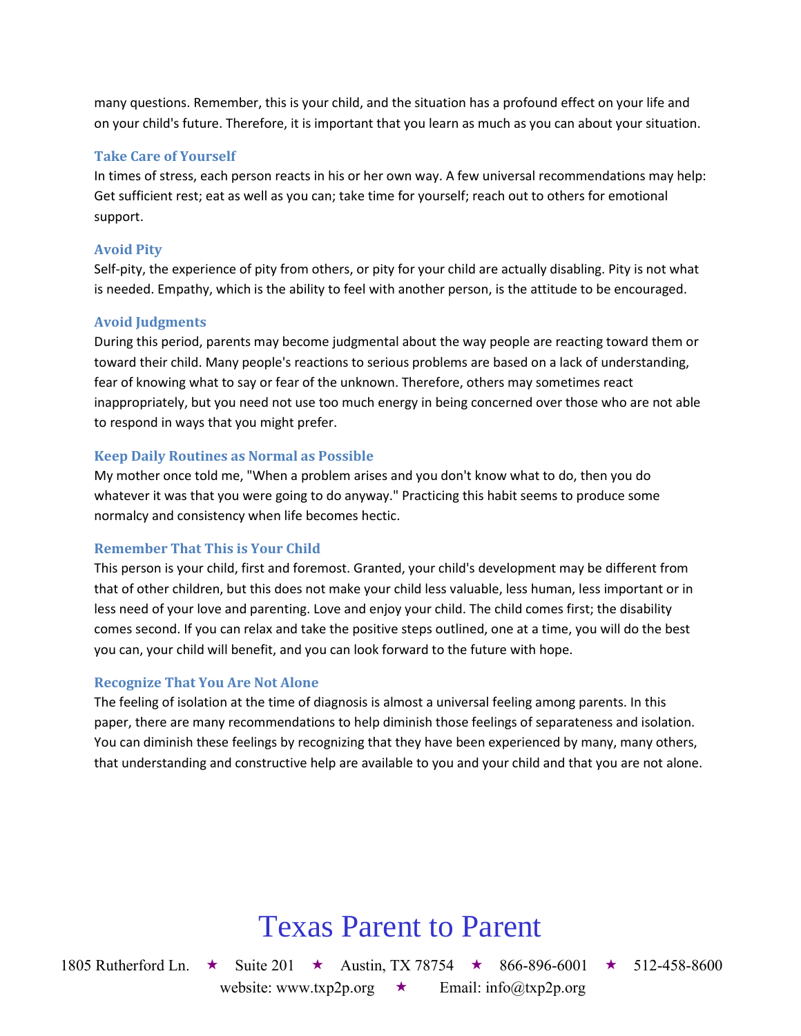many questions. Remember, this is your child, and the situation has a profound effect on your life and on your child's future. Therefore, it is important that you learn as much as you can about your situation.

### Take Care of Yourself

In times of stress, each person reacts in his or her own way. A few universal recommendations may help: Get sufficient rest; eat as well as you can; take time for yourself; reach out to others for emotional support.

### Avoid Pity

Self-pity, the experience of pity from others, or pity for your child are actually disabling. Pity is not what is needed. Empathy, which is the ability to feel with another person, is the attitude to be encouraged.

### Avoid Judgments

During this period, parents may become judgmental about the way people are reacting toward them or toward their child. Many people's reactions to serious problems are based on a lack of understanding, fear of knowing what to say or fear of the unknown. Therefore, others may sometimes react inappropriately, but you need not use too much energy in being concerned over those who are not able to respond in ways that you might prefer.

### Keep Daily Routines as Normal as Possible

My mother once told me, "When a problem arises and you don't know what to do, then you do whatever it was that you were going to do anyway." Practicing this habit seems to produce some normalcy and consistency when life becomes hectic.

### Remember That This is Your Child

This person is your child, first and foremost. Granted, your child's development may be different from that of other children, but this does not make your child less valuable, less human, less important or in less need of your love and parenting. Love and enjoy your child. The child comes first; the disability comes second. If you can relax and take the positive steps outlined, one at a time, you will do the best you can, your child will benefit, and you can look forward to the future with hope.

### Recognize That You Are Not Alone

The feeling of isolation at the time of diagnosis is almost a universal feeling among parents. In this paper, there are many recommendations to help diminish those feelings of separateness and isolation. You can diminish these feelings by recognizing that they have been experienced by many, many others, that understanding and constructive help are available to you and your child and that you are not alone.

Texas Parent to Parent

1805 Rutherford Ln. ★ Suite 201 ★ Austin, TX 78754 ★ 866-896-6001 ★ 512-458-8600
website: www.txp2p.org ★ Email: info@txp2p.org